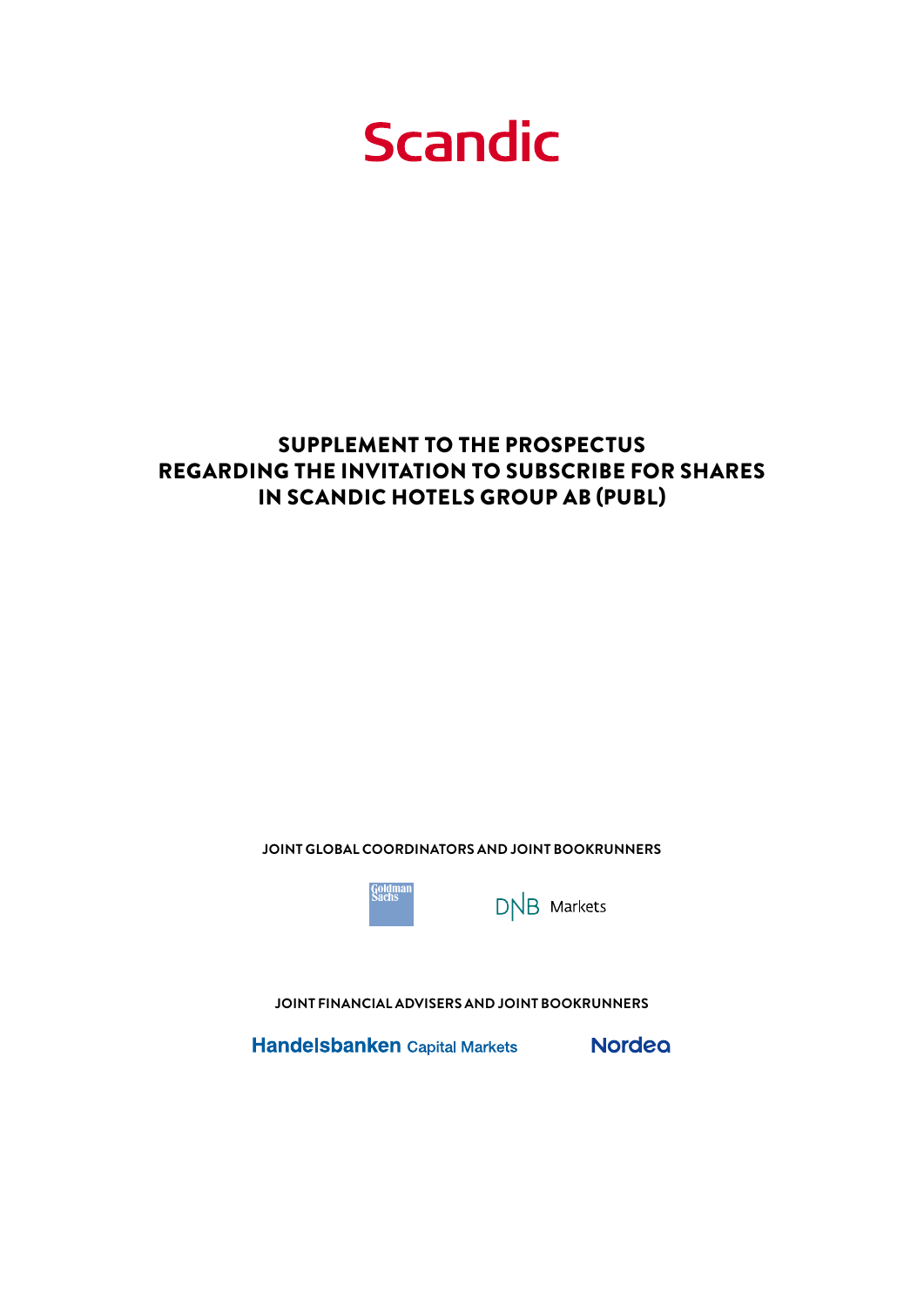Scandic

# SUPPLEMENT TO THE PROSPECTUS REGARDING THE INVITATION TO SUBSCRIBE FOR SHARES IN SCANDIC HOTELS GROUP AB (PUBL)

**JOINT GLOBAL COORDINATORS AND JOINT BOOKRUNNERS**

Goldman Sachs

DNB Markets

**JOINT FINANCIAL ADVISERS AND JOINT BOOKRUNNERS**

Handelsbanken Capital Markets

Nordea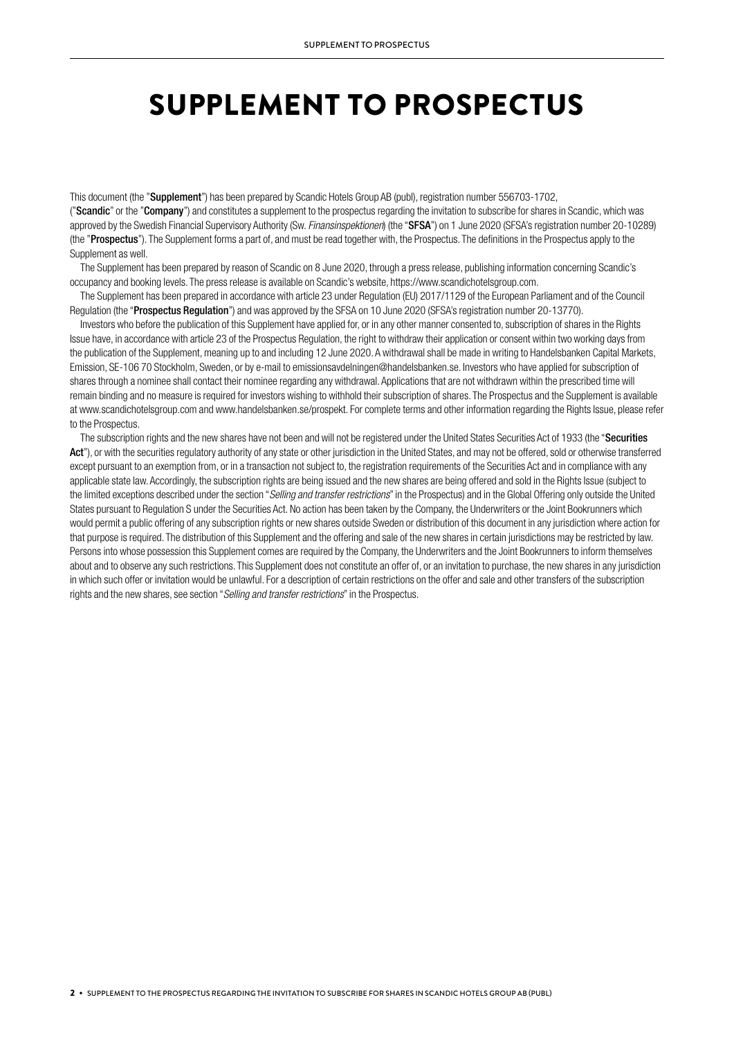# SUPPLEMENT TO PROSPECTUS

This document (the "**Supplement**") has been prepared by Scandic Hotels Group AB (publ), registration number 556703-1702, ("**Scandic**" or the "**Company**") and constitutes a supplement to the prospectus regarding the invitation to subscribe for shares in Scandic, which was approved by the Swedish Financial Supervisory Authority (Sw. *Finansinspektionen*) (the "**SFSA**") on 1 June 2020 (SFSA's registration number 20-10289) (the "**Prospectus**"). The Supplement forms a part of, and must be read together with, the Prospectus. The definitions in the Prospectus apply to the Supplement as well.

The Supplement has been prepared by reason of Scandic on 8 June 2020, through a press release, publishing information concerning Scandic's occupancy and booking levels. The press release is available on Scandic's website, https://www.scandichotelsgroup.com.

The Supplement has been prepared in accordance with article 23 under Regulation (EU) 2017/1129 of the European Parliament and of the Council Regulation (the "**Prospectus Regulation**") and was approved by the SFSA on 10 June 2020 (SFSA's registration number 20-13770).

Investors who before the publication of this Supplement have applied for, or in any other manner consented to, subscription of shares in the Rights Issue have, in accordance with article 23 of the Prospectus Regulation, the right to withdraw their application or consent within two working days from the publication of the Supplement, meaning up to and including 12 June 2020. A withdrawal shall be made in writing to Handelsbanken Capital Markets, Emission, SE-106 70 Stockholm, Sweden, or by e-mail to emissionsavdelningen@handelsbanken.se. Investors who have applied for subscription of shares through a nominee shall contact their nominee regarding any withdrawal. Applications that are not withdrawn within the prescribed time will remain binding and no measure is required for investors wishing to withhold their subscription of shares. The Prospectus and the Supplement is available at www.scandichotelsgroup.com and www.handelsbanken.se/prospekt. For complete terms and other information regarding the Rights Issue, please refer to the Prospectus.

The subscription rights and the new shares have not been and will not be registered under the United States Securities Act of 1933 (the "**Securities Act**"), or with the securities regulatory authority of any state or other jurisdiction in the United States, and may not be offered, sold or otherwise transferred except pursuant to an exemption from, or in a transaction not subject to, the registration requirements of the Securities Act and in compliance with any applicable state law. Accordingly, the subscription rights are being issued and the new shares are being offered and sold in the Rights Issue (subject to the limited exceptions described under the section "*Selling and transfer restrictions*" in the Prospectus) and in the Global Offering only outside the United States pursuant to Regulation S under the Securities Act. No action has been taken by the Company, the Underwriters or the Joint Bookrunners which would permit a public offering of any subscription rights or new shares outside Sweden or distribution of this document in any jurisdiction where action for that purpose is required. The distribution of this Supplement and the offering and sale of the new shares in certain jurisdictions may be restricted by law. Persons into whose possession this Supplement comes are required by the Company, the Underwriters and the Joint Bookrunners to inform themselves about and to observe any such restrictions. This Supplement does not constitute an offer of, or an invitation to purchase, the new shares in any jurisdiction in which such offer or invitation would be unlawful. For a description of certain restrictions on the offer and sale and other transfers of the subscription rights and the new shares, see section "*Selling and transfer restrictions*" in the Prospectus.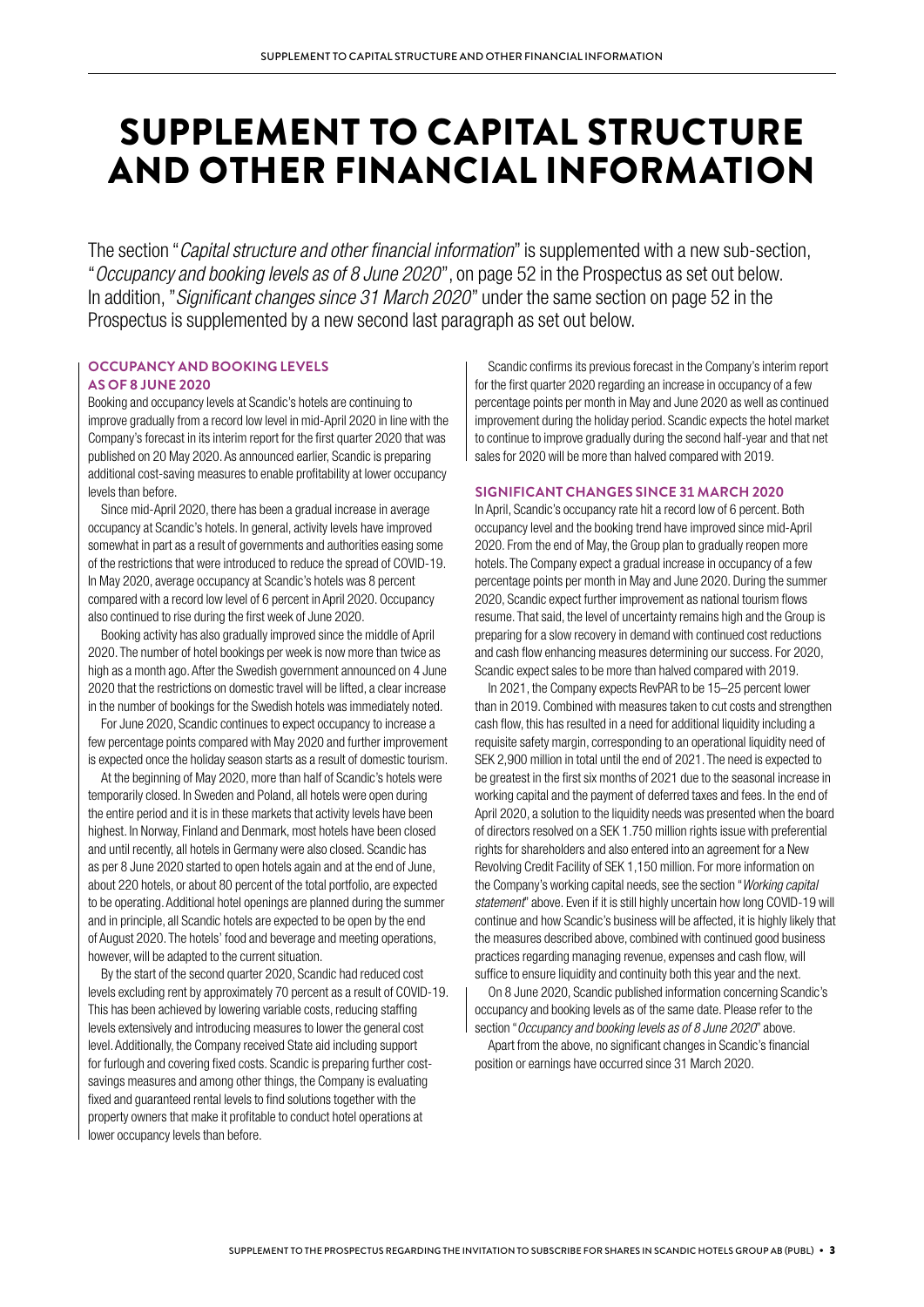# SUPPLEMENT TO CAPITAL STRUCTURE AND OTHER FINANCIAL INFORMATION

The section "*Capital structure and other financial information*" is supplemented with a new sub-section, "*Occupancy and booking levels as of 8 June 2020*", on page 52 in the Prospectus as set out below. In addition, "*Significant changes since 31 March 2020*" under the same section on page 52 in the Prospectus is supplemented by a new second last paragraph as set out below.

## OCCUPANCY AND BOOKING LEVELS AS OF 8 JUNE 2020

Booking and occupancy levels at Scandic's hotels are continuing to improve gradually from a record low level in mid-April 2020 in line with the Company's forecast in its interim report for the first quarter 2020 that was published on 20 May 2020. As announced earlier, Scandic is preparing additional cost-saving measures to enable profitability at lower occupancy levels than before.

Since mid-April 2020, there has been a gradual increase in average occupancy at Scandic's hotels. In general, activity levels have improved somewhat in part as a result of governments and authorities easing some of the restrictions that were introduced to reduce the spread of COVID-19. In May 2020, average occupancy at Scandic's hotels was 8 percent compared with a record low level of 6 percent in April 2020. Occupancy also continued to rise during the first week of June 2020.

Booking activity has also gradually improved since the middle of April 2020. The number of hotel bookings per week is now more than twice as high as a month ago. After the Swedish government announced on 4 June 2020 that the restrictions on domestic travel will be lifted, a clear increase in the number of bookings for the Swedish hotels was immediately noted.

For June 2020, Scandic continues to expect occupancy to increase a few percentage points compared with May 2020 and further improvement is expected once the holiday season starts as a result of domestic tourism.

At the beginning of May 2020, more than half of Scandic's hotels were temporarily closed. In Sweden and Poland, all hotels were open during the entire period and it is in these markets that activity levels have been highest. In Norway, Finland and Denmark, most hotels have been closed and until recently, all hotels in Germany were also closed. Scandic has as per 8 June 2020 started to open hotels again and at the end of June, about 220 hotels, or about 80 percent of the total portfolio, are expected to be operating. Additional hotel openings are planned during the summer and in principle, all Scandic hotels are expected to be open by the end of August 2020. The hotels' food and beverage and meeting operations, however, will be adapted to the current situation.

By the start of the second quarter 2020, Scandic had reduced cost levels excluding rent by approximately 70 percent as a result of COVID-19. This has been achieved by lowering variable costs, reducing staffing levels extensively and introducing measures to lower the general cost level. Additionally, the Company received State aid including support for furlough and covering fixed costs. Scandic is preparing further cost-savings measures and among other things, the Company is evaluating fixed and guaranteed rental levels to find solutions together with the property owners that make it profitable to conduct hotel operations at lower occupancy levels than before.

Scandic confirms its previous forecast in the Company's interim report for the first quarter 2020 regarding an increase in occupancy of a few percentage points per month in May and June 2020 as well as continued improvement during the holiday period. Scandic expects the hotel market to continue to improve gradually during the second half-year and that net sales for 2020 will be more than halved compared with 2019.

## SIGNIFICANT CHANGES SINCE 31 MARCH 2020

In April, Scandic's occupancy rate hit a record low of 6 percent. Both occupancy level and the booking trend have improved since mid-April 2020. From the end of May, the Group plan to gradually reopen more hotels. The Company expect a gradual increase in occupancy of a few percentage points per month in May and June 2020. During the summer 2020, Scandic expect further improvement as national tourism flows resume. That said, the level of uncertainty remains high and the Group is preparing for a slow recovery in demand with continued cost reductions and cash flow enhancing measures determining our success. For 2020, Scandic expect sales to be more than halved compared with 2019.

In 2021, the Company expects RevPAR to be 15–25 percent lower than in 2019. Combined with measures taken to cut costs and strengthen cash flow, this has resulted in a need for additional liquidity including a requisite safety margin, corresponding to an operational liquidity need of SEK 2,900 million in total until the end of 2021. The need is expected to be greatest in the first six months of 2021 due to the seasonal increase in working capital and the payment of deferred taxes and fees. In the end of April 2020, a solution to the liquidity needs was presented when the board of directors resolved on a SEK 1.750 million rights issue with preferential rights for shareholders and also entered into an agreement for a New Revolving Credit Facility of SEK 1,150 million. For more information on the Company's working capital needs, see the section "*Working capital statement*" above. Even if it is still highly uncertain how long COVID-19 will continue and how Scandic's business will be affected, it is highly likely that the measures described above, combined with continued good business practices regarding managing revenue, expenses and cash flow, will suffice to ensure liquidity and continuity both this year and the next.

On 8 June 2020, Scandic published information concerning Scandic's occupancy and booking levels as of the same date. Please refer to the section "*Occupancy and booking levels as of 8 June 2020*" above.

Apart from the above, no significant changes in Scandic's financial position or earnings have occurred since 31 March 2020.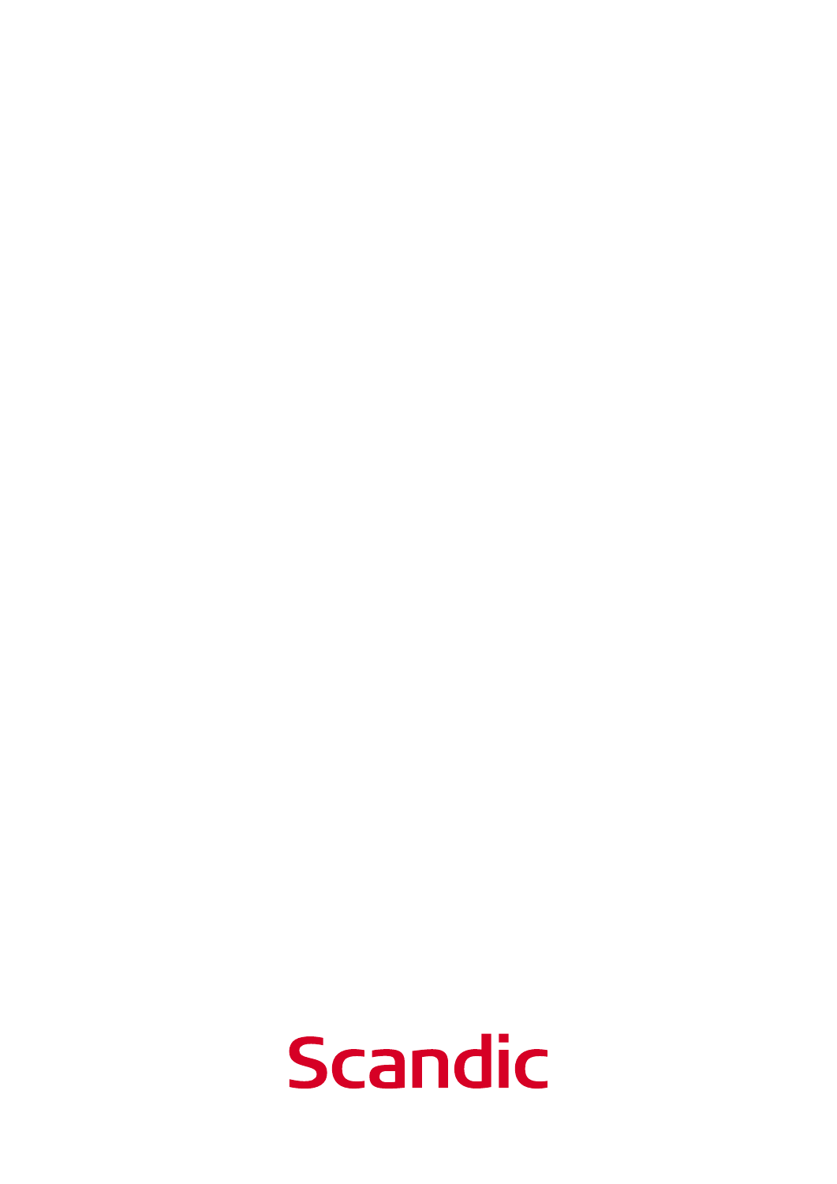Scandic